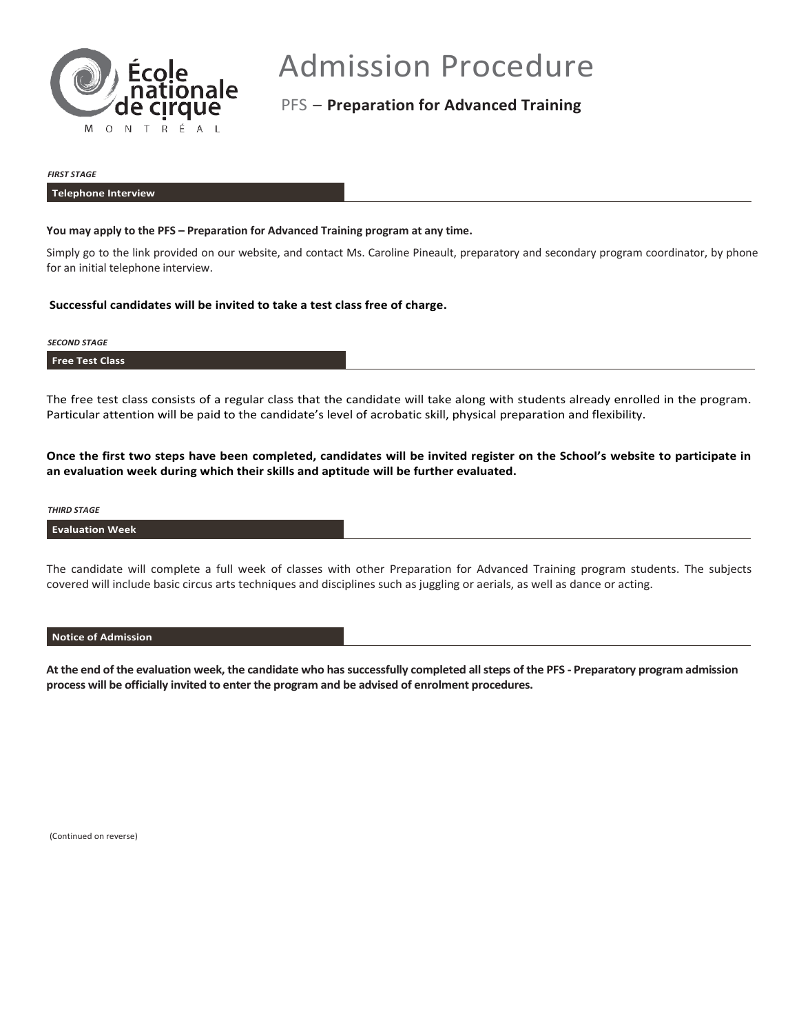# Admission Procedure

## PFS – **Preparation for Advanced Training**

***FIRST STAGE***

### Telephone Interview

**You may apply to the PFS – Preparation for Advanced Training program at any time.**

Simply go to the link provided on our website, and contact Ms. Caroline Pineault, preparatory and secondary program coordinator, by phone for an initial telephone interview.

**Successful candidates will be invited to take a test class free of charge.**

***SECOND STAGE***

### Free Test Class

The free test class consists of a regular class that the candidate will take along with students already enrolled in the program. Particular attention will be paid to the candidate's level of acrobatic skill, physical preparation and flexibility.

**Once the first two steps have been completed, candidates will be invited register on the School's website to participate in an evaluation week during which their skills and aptitude will be further evaluated.**

***THIRD STAGE***

### Evaluation Week

The candidate will complete a full week of classes with other Preparation for Advanced Training program students. The subjects covered will include basic circus arts techniques and disciplines such as juggling or aerials, as well as dance or acting.

### Notice of Admission

**At the end of the evaluation week, the candidate who has successfully completed all steps of the PFS - Preparatory program admission process will be officially invited to enter the program and be advised of enrolment procedures.**

(Continued on reverse)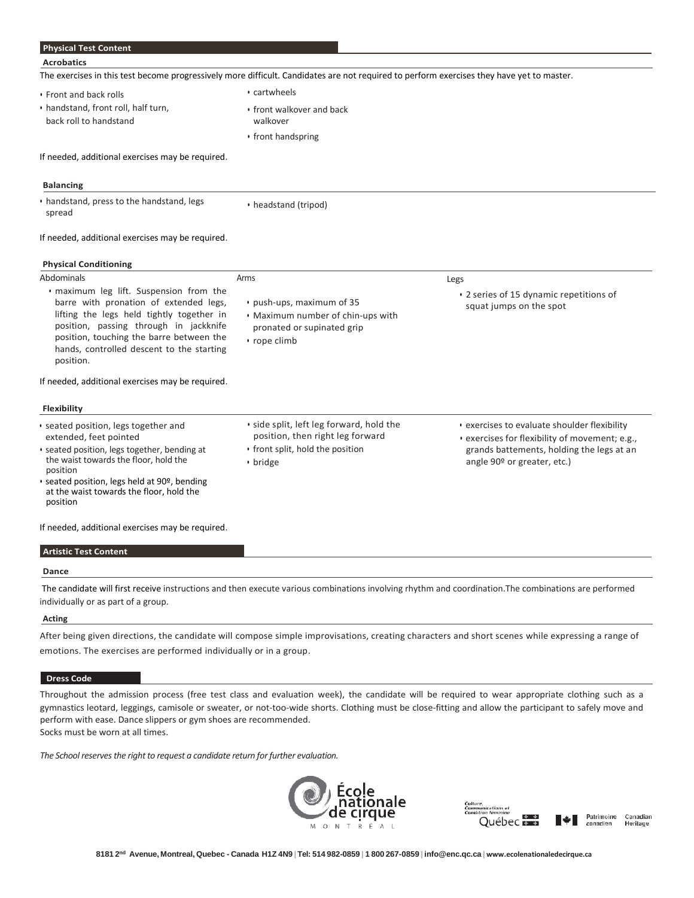## Physical Test Content

### Acrobatics

The exercises in this test become progressively more difficult. Candidates are not required to perform exercises they have yet to master.

- Front and back rolls
- handstand, front roll, half turn, back roll to handstand
- cartwheels
- front walkover and back walkover
- front handspring

If needed, additional exercises may be required.

### Balancing

- handstand, press to the handstand, legs spread
- headstand (tripod)

If needed, additional exercises may be required.

### Physical Conditioning

Abdominals

- maximum leg lift. Suspension from the barre with pronation of extended legs, lifting the legs held tightly together in position, passing through in jackknife position, touching the barre between the hands, controlled descent to the starting position.

Arms

- push-ups, maximum of 35
- Maximum number of chin-ups with pronated or supinated grip
- rope climb

Legs

- 2 series of 15 dynamic repetitions of squat jumps on the spot

If needed, additional exercises may be required.

### Flexibility

- seated position, legs together and extended, feet pointed
- seated position, legs together, bending at the waist towards the floor, hold the position
- seated position, legs held at 90º, bending at the waist towards the floor, hold the position
- side split, left leg forward, hold the position, then right leg forward
- front split, hold the position
- bridge
- exercises to evaluate shoulder flexibility
- exercises for flexibility of movement; e.g., grands battements, holding the legs at an angle 90º or greater, etc.)

If needed, additional exercises may be required.

## Artistic Test Content

### Dance

The candidate will first receive instructions and then execute various combinations involving rhythm and coordination.The combinations are performed individually or as part of a group.

### Acting

After being given directions, the candidate will compose simple improvisations, creating characters and short scenes while expressing a range of emotions. The exercises are performed individually or in a group.

## Dress Code

Throughout the admission process (free test class and evaluation week), the candidate will be required to wear appropriate clothing such as a gymnastics leotard, leggings, camisole or sweater, or not-too-wide shorts. Clothing must be close-fitting and allow the participant to safely move and perform with ease. Dance slippers or gym shoes are recommended.
Socks must be worn at all times.

*The School reserves the right to request a candidate return for further evaluation.*

École nationale de cirque MONTRÉAL

Culture, Communications et Condition féminine Québec

Patrimoine canadien Canadian Heritage

8181 2nd Avenue, Montreal, Quebec - Canada H1Z 4N9 | Tel: 514 982-0859 | 1 800 267-0859 | info@enc.qc.ca | www.ecolenationaledecirque.ca